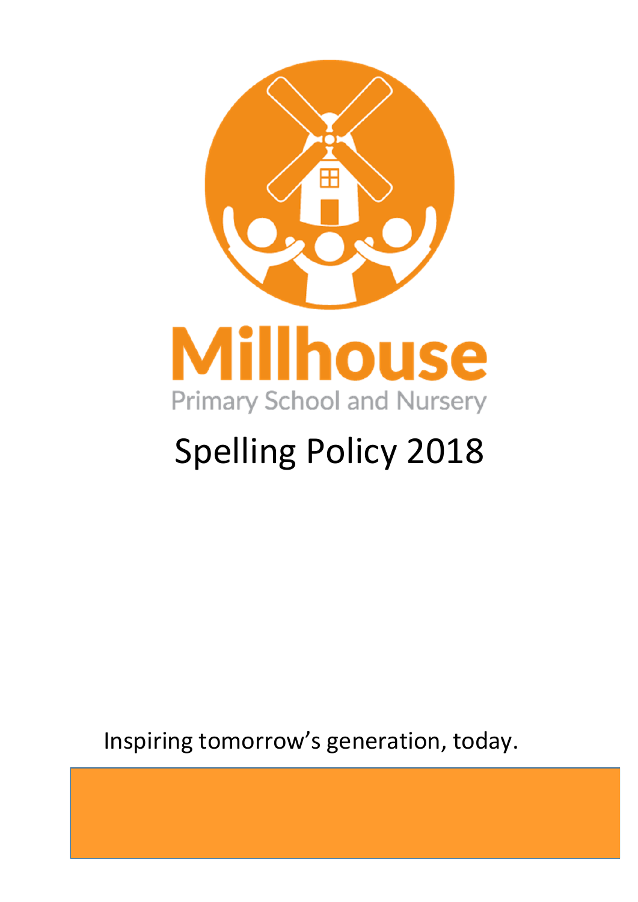# Millhouse

Primary School and Nursery

# Spelling Policy 2018

Inspiring tomorrow's generation, today.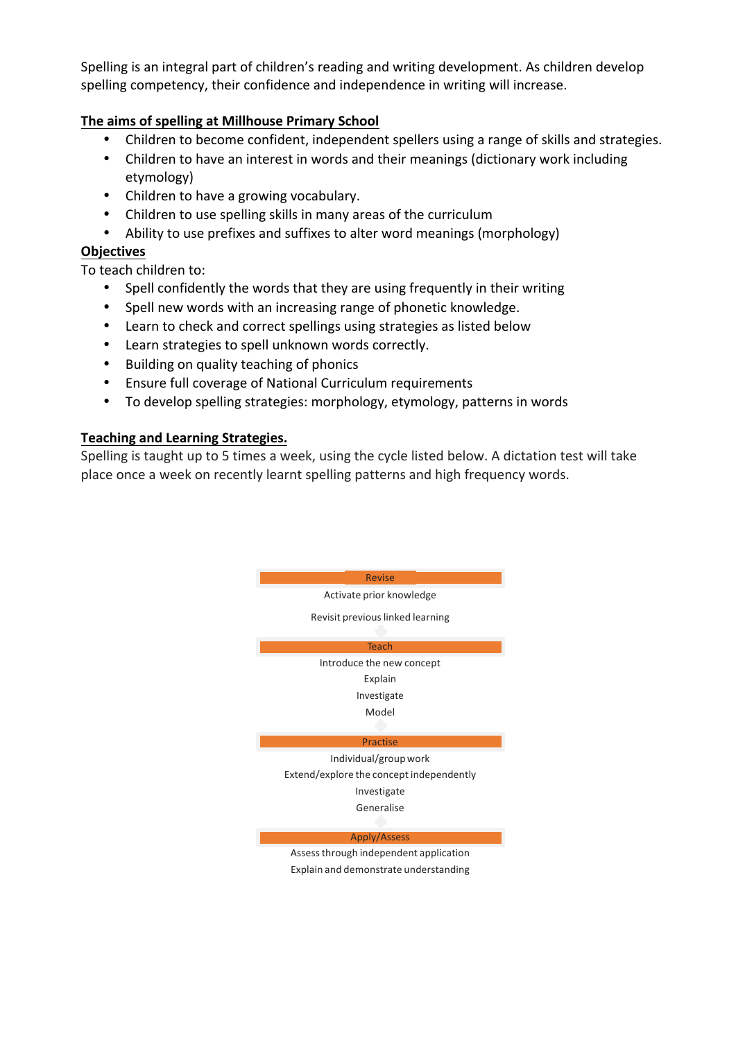Spelling is an integral part of children's reading and writing development. As children develop spelling competency, their confidence and independence in writing will increase.

**The aims of spelling at Millhouse Primary School**

- Children to become confident, independent spellers using a range of skills and strategies.
- Children to have an interest in words and their meanings (dictionary work including etymology)
- Children to have a growing vocabulary.
- Children to use spelling skills in many areas of the curriculum
- Ability to use prefixes and suffixes to alter word meanings (morphology)

**Objectives**

To teach children to:

- Spell confidently the words that they are using frequently in their writing
- Spell new words with an increasing range of phonetic knowledge.
- Learn to check and correct spellings using strategies as listed below
- Learn strategies to spell unknown words correctly.
- Building on quality teaching of phonics
- Ensure full coverage of National Curriculum requirements
- To develop spelling strategies: morphology, etymology, patterns in words

**Teaching and Learning Strategies.**

Spelling is taught up to 5 times a week, using the cycle listed below. A dictation test will take place once a week on recently learnt spelling patterns and high frequency words.

**Revise**

Activate prior knowledge

Revisit previous linked learning

**Teach**

Introduce the new concept

Explain

Investigate

Model

**Practise**

Individual/group work

Extend/explore the concept independently

Investigate

Generalise

**Apply/Assess**

Assess through independent application

Explain and demonstrate understanding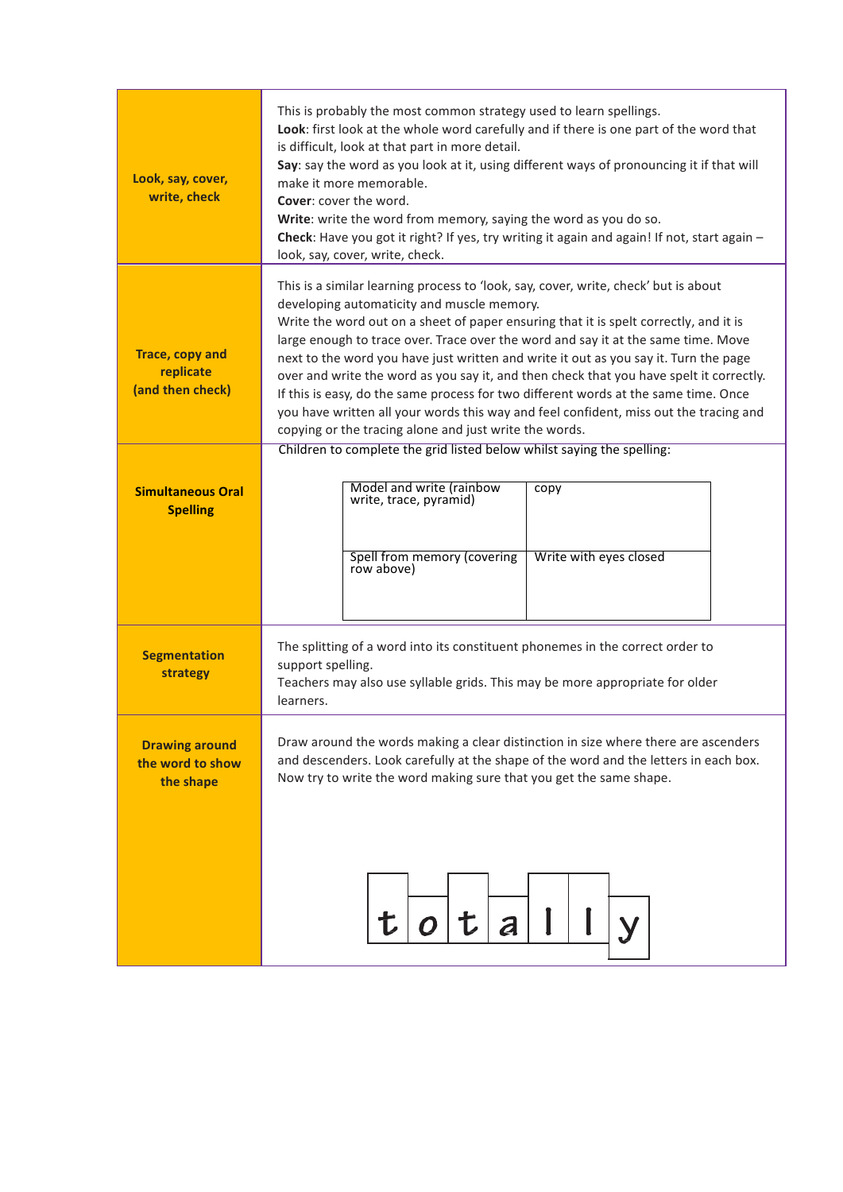| Strategy | Description |
| --- | --- |
| **Look, say, cover, write, check** | This is probably the most common strategy used to learn spellings.<br>**Look**: first look at the whole word carefully and if there is one part of the word that is difficult, look at that part in more detail.<br>**Say**: say the word as you look at it, using different ways of pronouncing it if that will make it more memorable.<br>**Cover**: cover the word.<br>**Write**: write the word from memory, saying the word as you do so.<br>**Check**: Have you got it right? If yes, try writing it again and again! If not, start again – look, say, cover, write, check. |
| **Trace, copy and replicate (and then check)** | This is a similar learning process to 'look, say, cover, write, check' but is about developing automaticity and muscle memory.<br>Write the word out on a sheet of paper ensuring that it is spelt correctly, and it is large enough to trace over. Trace over the word and say it at the same time. Move next to the word you have just written and write it out as you say it. Turn the page over and write the word as you say it, and then check that you have spelt it correctly. If this is easy, do the same process for two different words at the same time. Once you have written all your words this way and feel confident, miss out the tracing and copying or the tracing alone and just write the words. |
| **Simultaneous Oral Spelling** | Children to complete the grid listed below whilst saying the spelling:<br><br>Model and write (rainbow write, trace, pyramid) / copy<br>Spell from memory (covering row above) / Write with eyes closed |
| **Segmentation strategy** | The splitting of a word into its constituent phonemes in the correct order to support spelling.<br>Teachers may also use syllable grids. This may be more appropriate for older learners. |
| **Drawing around the word to show the shape** | Draw around the words making a clear distinction in size where there are ascenders and descenders. Look carefully at the shape of the word and the letters in each box. Now try to write the word making sure that you get the same shape.<br><br>t o t a l l y |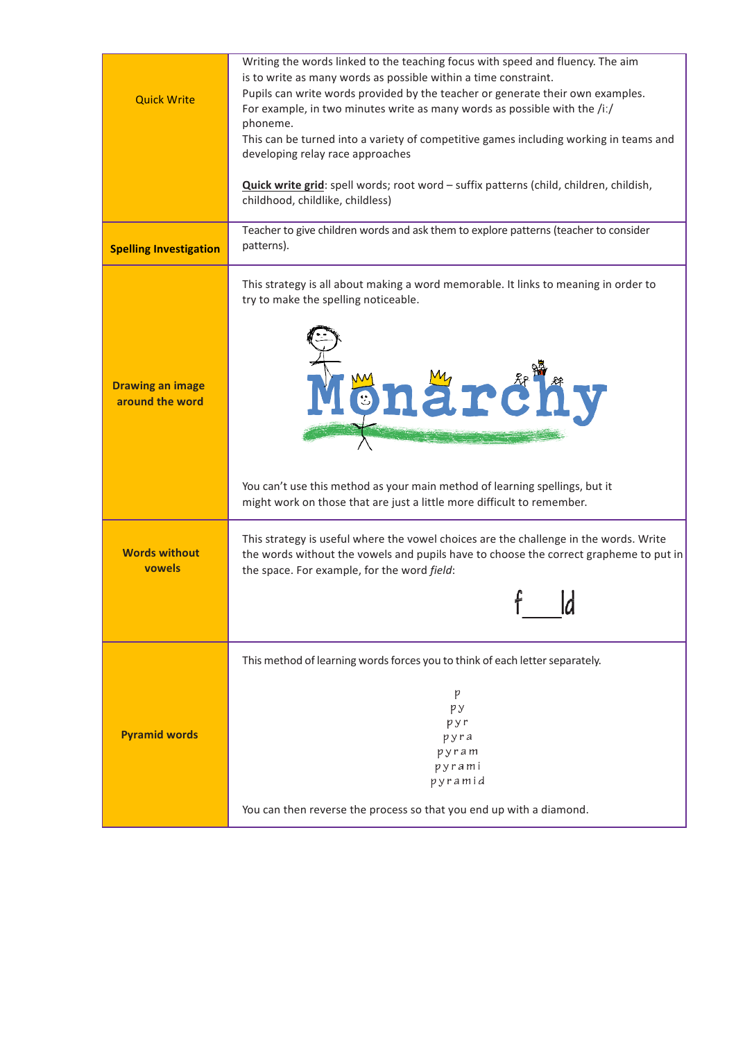| | |
|---|---|
| Quick Write | Writing the words linked to the teaching focus with speed and fluency. The aim is to write as many words as possible within a time constraint. Pupils can write words provided by the teacher or generate their own examples. For example, in two minutes write as many words as possible with the /iː/ phoneme. This can be turned into a variety of competitive games including working in teams and developing relay race approaches<br><br>**Quick write grid**: spell words; root word – suffix patterns (child, children, childish, childhood, childlike, childless) |
| **Spelling Investigation** | Teacher to give children words and ask them to explore patterns (teacher to consider patterns). |
| **Drawing an image around the word** | This strategy is all about making a word memorable. It links to meaning in order to try to make the spelling noticeable.<br><br>Monarchy<br><br>You can't use this method as your main method of learning spellings, but it might work on those that are just a little more difficult to remember. |
| **Words without vowels** | This strategy is useful where the vowel choices are the challenge in the words. Write the words without the vowels and pupils have to choose the correct grapheme to put in the space. For example, for the word *field*:<br><br>f\_\_\_ld |
| **Pyramid words** | This method of learning words forces you to think of each letter separately.<br><br>p<br>py<br>pyr<br>pyra<br>pyram<br>pyrami<br>pyramid<br><br>You can then reverse the process so that you end up with a diamond. |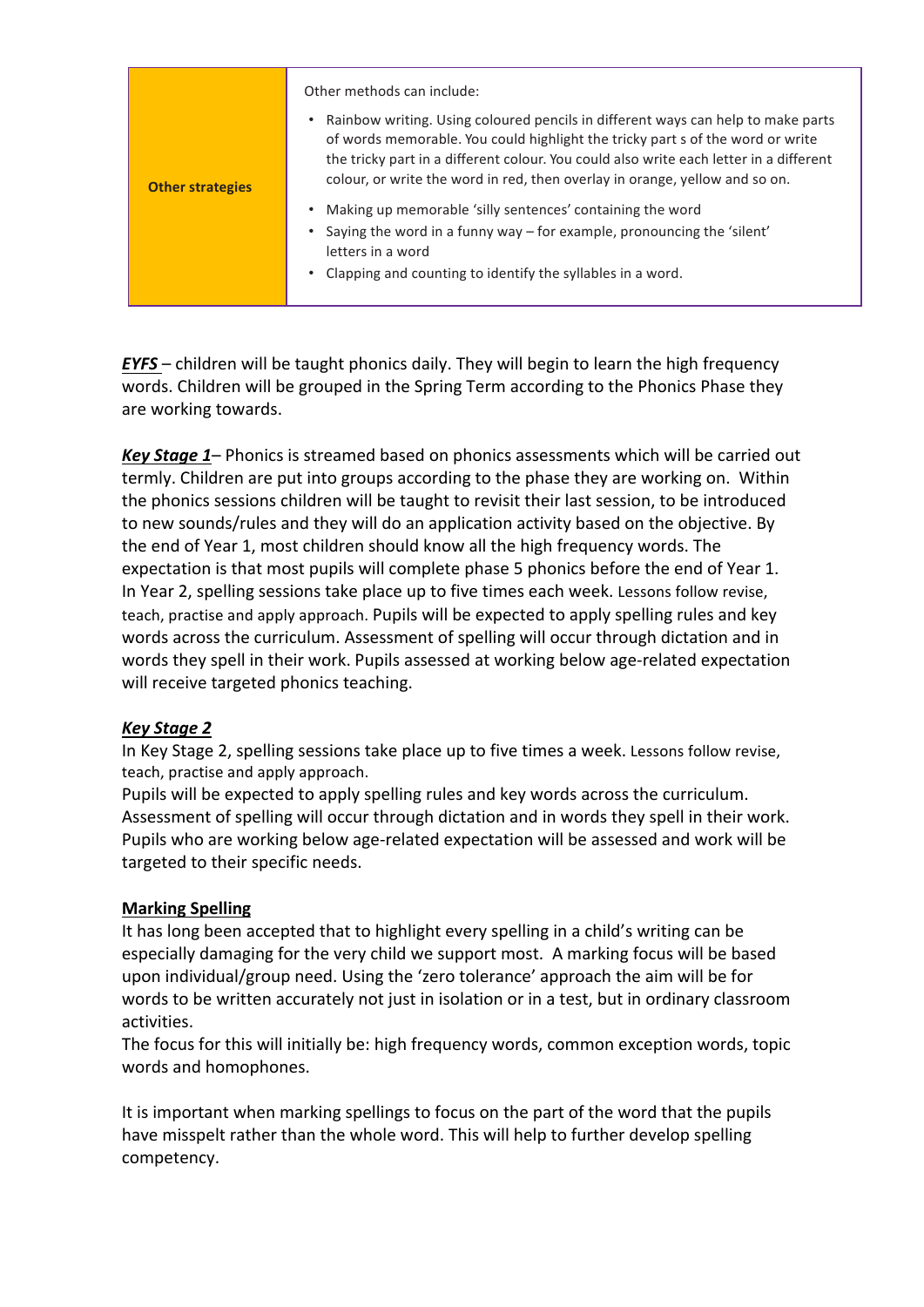| | |
|---|---|
| **Other strategies** | Other methods can include:<br>• Rainbow writing. Using coloured pencils in different ways can help to make parts of words memorable. You could highlight the tricky part s of the word or write the tricky part in a different colour. You could also write each letter in a different colour, or write the word in red, then overlay in orange, yellow and so on.<br>• Making up memorable 'silly sentences' containing the word<br>• Saying the word in a funny way – for example, pronouncing the 'silent' letters in a word<br>• Clapping and counting to identify the syllables in a word. |

***EYFS*** – children will be taught phonics daily. They will begin to learn the high frequency words. Children will be grouped in the Spring Term according to the Phonics Phase they are working towards.

***Key Stage 1***– Phonics is streamed based on phonics assessments which will be carried out termly. Children are put into groups according to the phase they are working on. Within the phonics sessions children will be taught to revisit their last session, to be introduced to new sounds/rules and they will do an application activity based on the objective. By the end of Year 1, most children should know all the high frequency words. The expectation is that most pupils will complete phase 5 phonics before the end of Year 1. In Year 2, spelling sessions take place up to five times each week. Lessons follow revise, teach, practise and apply approach. Pupils will be expected to apply spelling rules and key words across the curriculum. Assessment of spelling will occur through dictation and in words they spell in their work. Pupils assessed at working below age-related expectation will receive targeted phonics teaching.

***Key Stage 2***

In Key Stage 2, spelling sessions take place up to five times a week. Lessons follow revise, teach, practise and apply approach.

Pupils will be expected to apply spelling rules and key words across the curriculum. Assessment of spelling will occur through dictation and in words they spell in their work. Pupils who are working below age-related expectation will be assessed and work will be targeted to their specific needs.

**Marking Spelling**

It has long been accepted that to highlight every spelling in a child's writing can be especially damaging for the very child we support most. A marking focus will be based upon individual/group need. Using the 'zero tolerance' approach the aim will be for words to be written accurately not just in isolation or in a test, but in ordinary classroom activities.

The focus for this will initially be: high frequency words, common exception words, topic words and homophones.

It is important when marking spellings to focus on the part of the word that the pupils have misspelt rather than the whole word. This will help to further develop spelling competency.